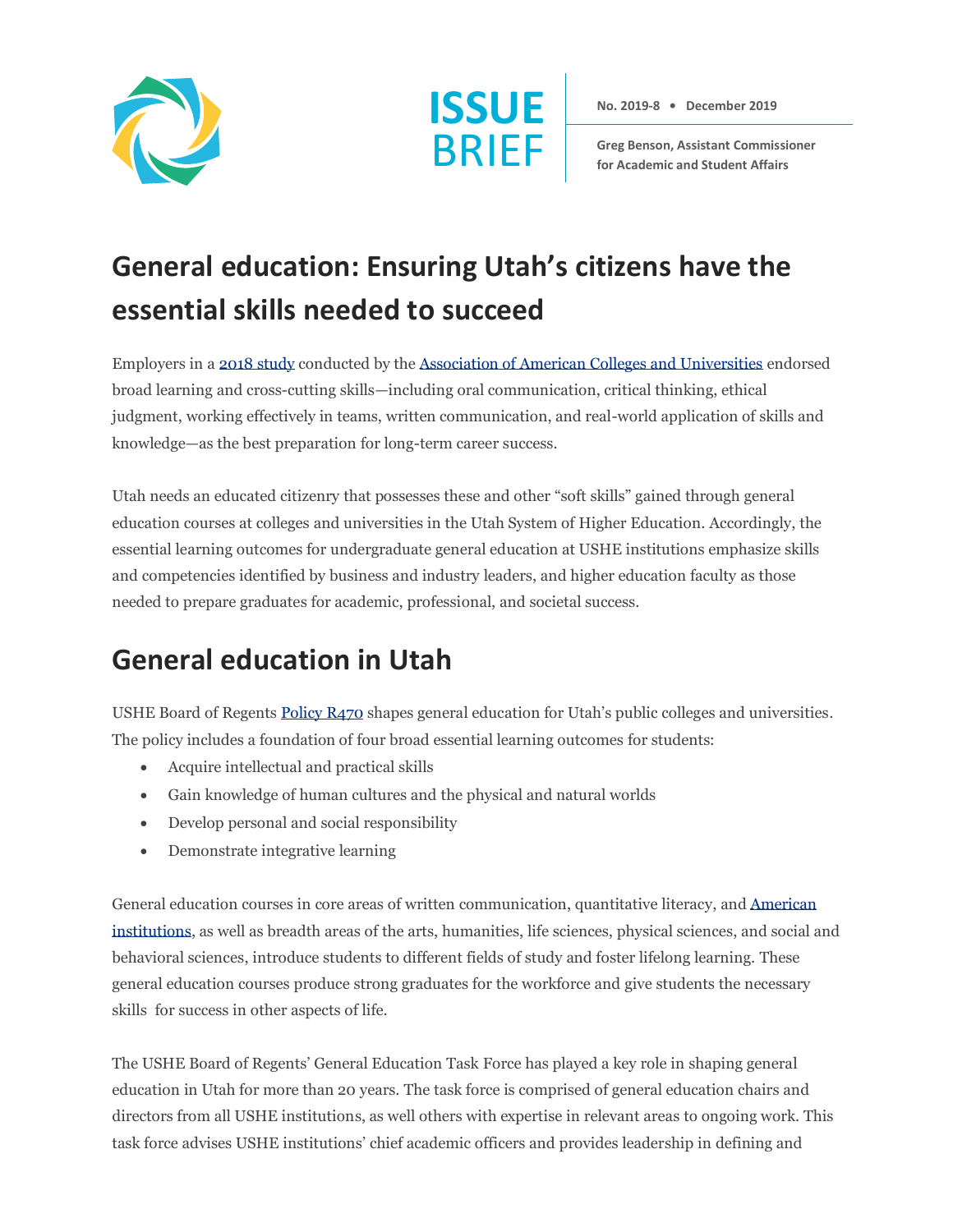ISSUE BRIEF

**No. 2019-8 • December 2019**

**Greg Benson, Assistant Commissioner for Academic and Student Affairs**

# General education: Ensuring Utah's citizens have the essential skills needed to succeed

Employers in a [2018 study](#) conducted by the [Association of American Colleges and Universities](#) endorsed broad learning and cross-cutting skills—including oral communication, critical thinking, ethical judgment, working effectively in teams, written communication, and real-world application of skills and knowledge—as the best preparation for long-term career success.

Utah needs an educated citizenry that possesses these and other "soft skills" gained through general education courses at colleges and universities in the Utah System of Higher Education. Accordingly, the essential learning outcomes for undergraduate general education at USHE institutions emphasize skills and competencies identified by business and industry leaders, and higher education faculty as those needed to prepare graduates for academic, professional, and societal success.

# General education in Utah

USHE Board of Regents [Policy R470](#) shapes general education for Utah's public colleges and universities. The policy includes a foundation of four broad essential learning outcomes for students:

- Acquire intellectual and practical skills
- Gain knowledge of human cultures and the physical and natural worlds
- Develop personal and social responsibility
- Demonstrate integrative learning

General education courses in core areas of written communication, quantitative literacy, and [American institutions](#), as well as breadth areas of the arts, humanities, life sciences, physical sciences, and social and behavioral sciences, introduce students to different fields of study and foster lifelong learning. These general education courses produce strong graduates for the workforce and give students the necessary skills for success in other aspects of life.

The USHE Board of Regents' General Education Task Force has played a key role in shaping general education in Utah for more than 20 years. The task force is comprised of general education chairs and directors from all USHE institutions, as well others with expertise in relevant areas to ongoing work. This task force advises USHE institutions' chief academic officers and provides leadership in defining and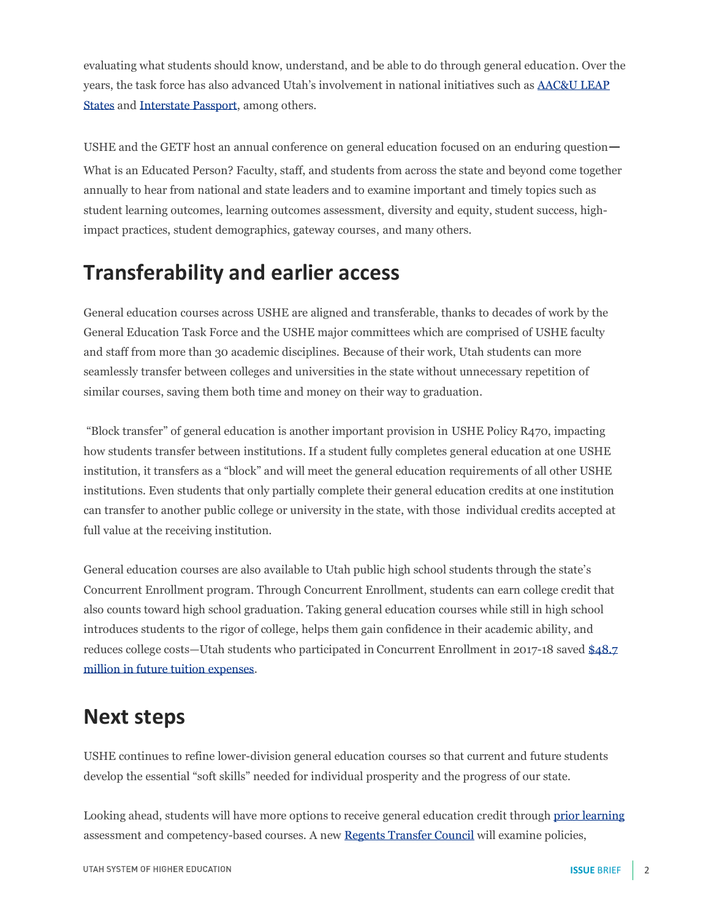evaluating what students should know, understand, and be able to do through general education. Over the years, the task force has also advanced Utah's involvement in national initiatives such as AAC&U LEAP States and Interstate Passport, among others.

USHE and the GETF host an annual conference on general education focused on an enduring question— What is an Educated Person? Faculty, staff, and students from across the state and beyond come together annually to hear from national and state leaders and to examine important and timely topics such as student learning outcomes, learning outcomes assessment, diversity and equity, student success, high-impact practices, student demographics, gateway courses, and many others.

## Transferability and earlier access

General education courses across USHE are aligned and transferable, thanks to decades of work by the General Education Task Force and the USHE major committees which are comprised of USHE faculty and staff from more than 30 academic disciplines. Because of their work, Utah students can more seamlessly transfer between colleges and universities in the state without unnecessary repetition of similar courses, saving them both time and money on their way to graduation.

"Block transfer" of general education is another important provision in USHE Policy R470, impacting how students transfer between institutions. If a student fully completes general education at one USHE institution, it transfers as a "block" and will meet the general education requirements of all other USHE institutions. Even students that only partially complete their general education credits at one institution can transfer to another public college or university in the state, with those individual credits accepted at full value at the receiving institution.

General education courses are also available to Utah public high school students through the state's Concurrent Enrollment program. Through Concurrent Enrollment, students can earn college credit that also counts toward high school graduation. Taking general education courses while still in high school introduces students to the rigor of college, helps them gain confidence in their academic ability, and reduces college costs—Utah students who participated in Concurrent Enrollment in 2017-18 saved $48.7 million in future tuition expenses.

## Next steps

USHE continues to refine lower-division general education courses so that current and future students develop the essential "soft skills" needed for individual prosperity and the progress of our state.

Looking ahead, students will have more options to receive general education credit through prior learning assessment and competency-based courses. A new Regents Transfer Council will examine policies,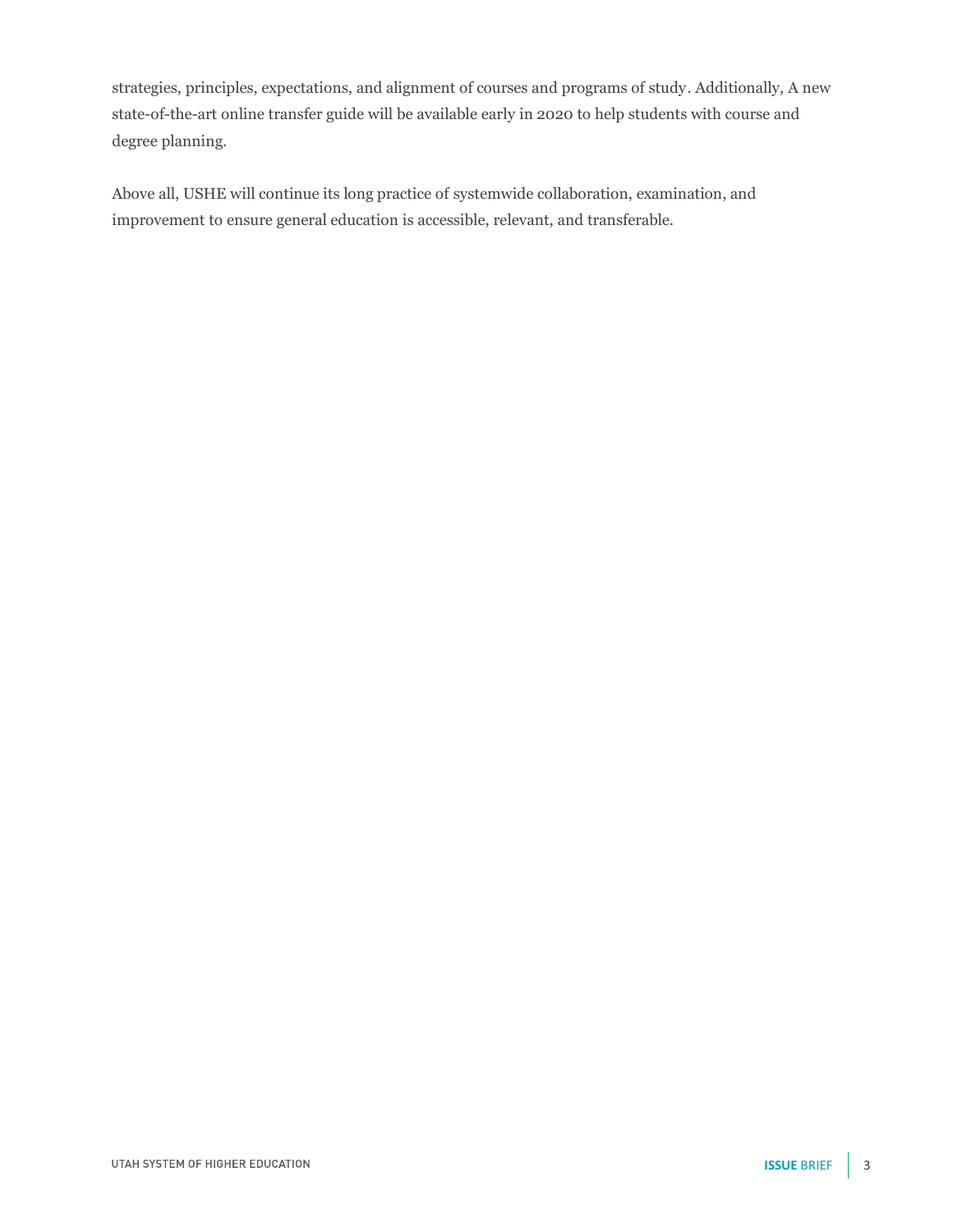strategies, principles, expectations, and alignment of courses and programs of study. Additionally, A new state-of-the-art online transfer guide will be available early in 2020 to help students with course and degree planning.

Above all, USHE will continue its long practice of systemwide collaboration, examination, and improvement to ensure general education is accessible, relevant, and transferable.